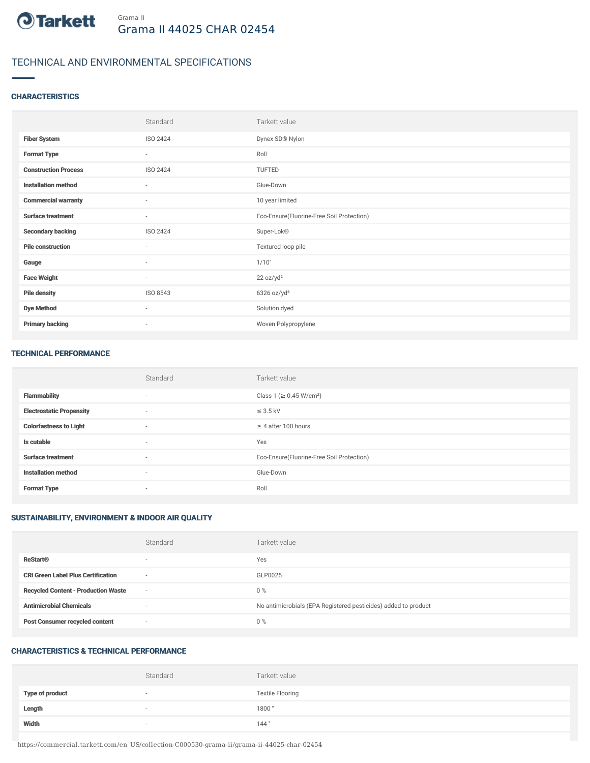Grama II

# Grama II 44025 CHAR 02454

## TECHNICAL AND ENVIRONMENTAL SPECIFICATIONS

### CHARACTERISTICS

| | Standard | Tarkett value |
|---|---|---|
| **Fiber System** | ISO 2424 | Dynex SD® Nylon |
| **Format Type** | - | Roll |
| **Construction Process** | ISO 2424 | TUFTED |
| **Installation method** | - | Glue-Down |
| **Commercial warranty** | - | 10 year limited |
| **Surface treatment** | - | Eco-Ensure(Fluorine-Free Soil Protection) |
| **Secondary backing** | ISO 2424 | Super-Lok® |
| **Pile construction** | - | Textured loop pile |
| **Gauge** | - | 1/10" |
| **Face Weight** | - | 22 oz/yd² |
| **Pile density** | ISO 8543 | 6326 oz/yd³ |
| **Dye Method** | - | Solution dyed |
| **Primary backing** | - | Woven Polypropylene |

### TECHNICAL PERFORMANCE

| | Standard | Tarkett value |
|---|---|---|
| **Flammability** | - | Class 1 (≥ 0.45 W/cm²) |
| **Electrostatic Propensity** | - | ≤ 3.5 kV |
| **Colorfastness to Light** | - | ≥ 4 after 100 hours |
| **Is cutable** | - | Yes |
| **Surface treatment** | - | Eco-Ensure(Fluorine-Free Soil Protection) |
| **Installation method** | - | Glue-Down |
| **Format Type** | - | Roll |

### SUSTAINABILITY, ENVIRONMENT & INDOOR AIR QUALITY

| | Standard | Tarkett value |
|---|---|---|
| **ReStart®** | - | Yes |
| **CRI Green Label Plus Certification** | - | GLP0025 |
| **Recycled Content - Production Waste** | - | 0 % |
| **Antimicrobial Chemicals** | - | No antimicrobials (EPA Registered pesticides) added to product |
| **Post Consumer recycled content** | - | 0 % |

### CHARACTERISTICS & TECHNICAL PERFORMANCE

| | Standard | Tarkett value |
|---|---|---|
| **Type of product** | - | Textile Flooring |
| **Length** | - | 1800 " |
| **Width** | - | 144 " |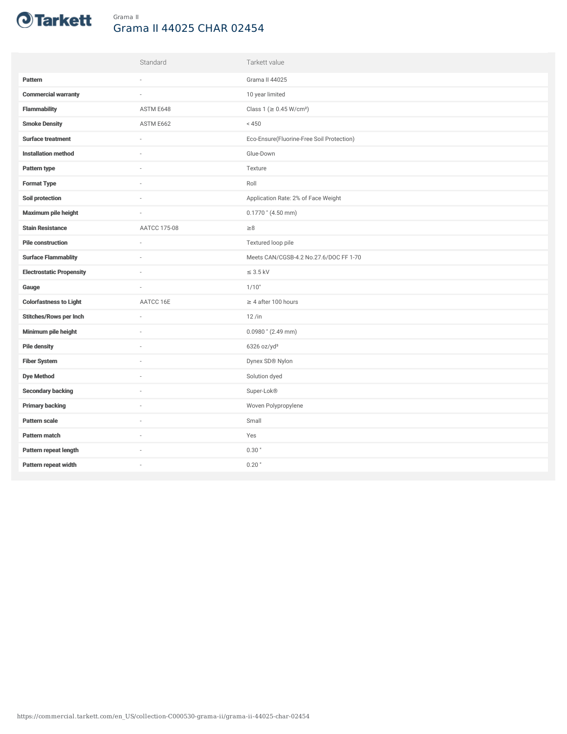Grama II

# Grama II 44025 CHAR 02454

| | Standard | Tarkett value |
|---|---|---|
| **Pattern** | - | Grama II 44025 |
| **Commercial warranty** | - | 10 year limited |
| **Flammability** | ASTM E648 | Class 1 (≥ 0.45 W/cm²) |
| **Smoke Density** | ASTM E662 | < 450 |
| **Surface treatment** | - | Eco-Ensure(Fluorine-Free Soil Protection) |
| **Installation method** | - | Glue-Down |
| **Pattern type** | - | Texture |
| **Format Type** | - | Roll |
| **Soil protection** | - | Application Rate: 2% of Face Weight |
| **Maximum pile height** | - | 0.1770 " (4.50 mm) |
| **Stain Resistance** | AATCC 175-08 | ≥8 |
| **Pile construction** | - | Textured loop pile |
| **Surface Flammablity** | - | Meets CAN/CGSB-4.2 No.27.6/DOC FF 1-70 |
| **Electrostatic Propensity** | - | ≤ 3.5 kV |
| **Gauge** | - | 1/10" |
| **Colorfastness to Light** | AATCC 16E | ≥ 4 after 100 hours |
| **Stitches/Rows per Inch** | - | 12 /in |
| **Minimum pile height** | - | 0.0980 " (2.49 mm) |
| **Pile density** | - | 6326 oz/yd³ |
| **Fiber System** | - | Dynex SD® Nylon |
| **Dye Method** | - | Solution dyed |
| **Secondary backing** | - | Super-Lok® |
| **Primary backing** | - | Woven Polypropylene |
| **Pattern scale** | - | Small |
| **Pattern match** | - | Yes |
| **Pattern repeat length** | - | 0.30 " |
| **Pattern repeat width** | - | 0.20 " |

https://commercial.tarkett.com/en_US/collection-C000530-grama-ii/grama-ii-44025-char-02454